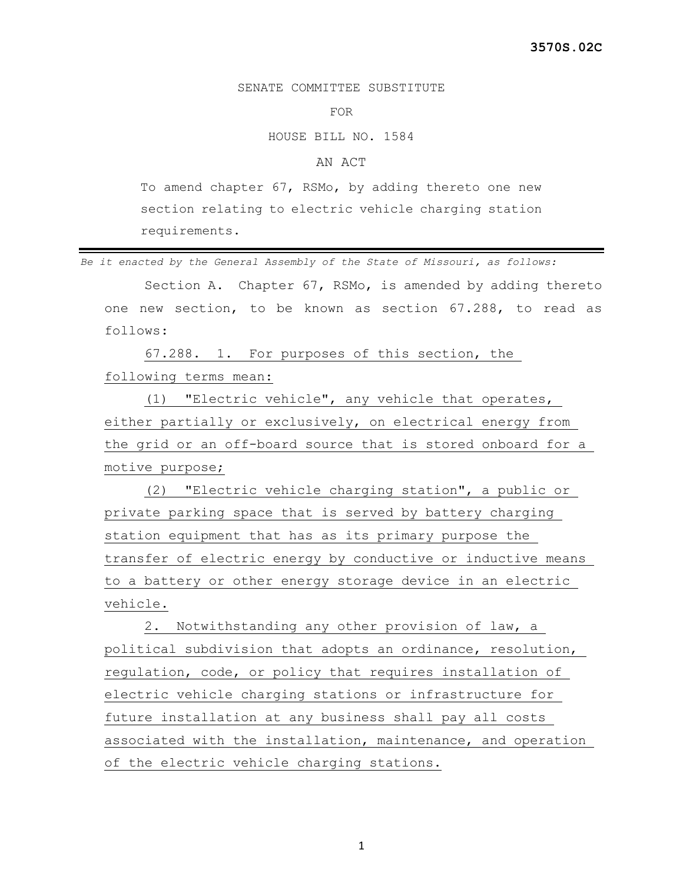3570S.02C

SENATE COMMITTEE SUBSTITUTE

FOR

HOUSE BILL NO. 1584

AN ACT

To amend chapter 67, RSMo, by adding thereto one new section relating to electric vehicle charging station requirements.

---

*Be it enacted by the General Assembly of the State of Missouri, as follows:*

Section A. Chapter 67, RSMo, is amended by adding thereto one new section, to be known as section 67.288, to read as follows:

67.288. 1. For purposes of this section, the following terms mean:

(1) "Electric vehicle", any vehicle that operates, either partially or exclusively, on electrical energy from the grid or an off-board source that is stored onboard for a motive purpose;

(2) "Electric vehicle charging station", a public or private parking space that is served by battery charging station equipment that has as its primary purpose the transfer of electric energy by conductive or inductive means to a battery or other energy storage device in an electric vehicle.

2. Notwithstanding any other provision of law, a political subdivision that adopts an ordinance, resolution, regulation, code, or policy that requires installation of electric vehicle charging stations or infrastructure for future installation at any business shall pay all costs associated with the installation, maintenance, and operation of the electric vehicle charging stations.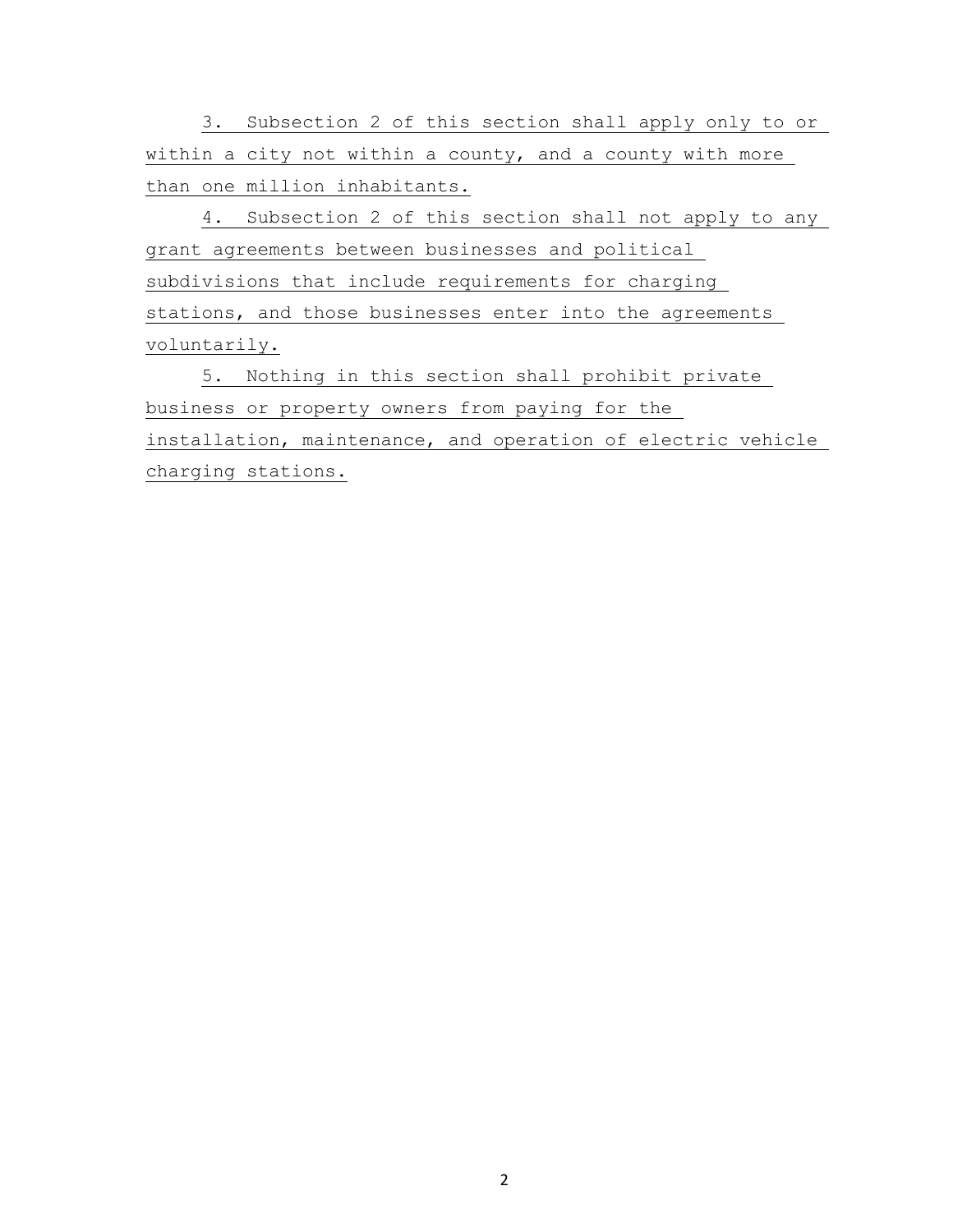3. Subsection 2 of this section shall apply only to or within a city not within a county, and a county with more than one million inhabitants.

4. Subsection 2 of this section shall not apply to any grant agreements between businesses and political subdivisions that include requirements for charging stations, and those businesses enter into the agreements voluntarily.

5. Nothing in this section shall prohibit private business or property owners from paying for the installation, maintenance, and operation of electric vehicle charging stations.